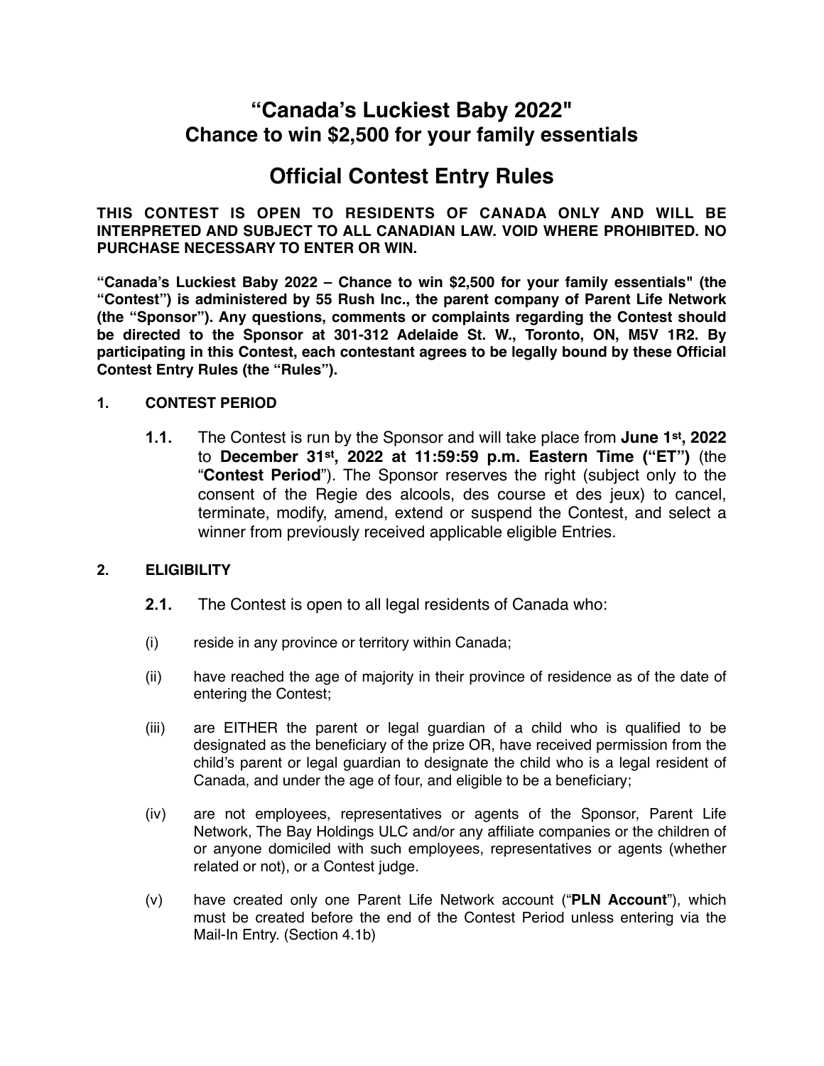# "Canada's Luckiest Baby 2022" Chance to win $2,500 for your family essentials

# Official Contest Entry Rules

**THIS CONTEST IS OPEN TO RESIDENTS OF CANADA ONLY AND WILL BE INTERPRETED AND SUBJECT TO ALL CANADIAN LAW. VOID WHERE PROHIBITED. NO PURCHASE NECESSARY TO ENTER OR WIN.**

**"Canada's Luckiest Baby 2022 – Chance to win $2,500 for your family essentials" (the "Contest") is administered by 55 Rush Inc., the parent company of Parent Life Network (the "Sponsor"). Any questions, comments or complaints regarding the Contest should be directed to the Sponsor at 301-312 Adelaide St. W., Toronto, ON, M5V 1R2. By participating in this Contest, each contestant agrees to be legally bound by these Official Contest Entry Rules (the "Rules").**

## 1. CONTEST PERIOD

**1.1.** The Contest is run by the Sponsor and will take place from **June 1st, 2022** to **December 31st, 2022 at 11:59:59 p.m. Eastern Time ("ET")** (the "**Contest Period**"). The Sponsor reserves the right (subject only to the consent of the Regie des alcools, des course et des jeux) to cancel, terminate, modify, amend, extend or suspend the Contest, and select a winner from previously received applicable eligible Entries.

## 2. ELIGIBILITY

**2.1.** The Contest is open to all legal residents of Canada who:

(i) reside in any province or territory within Canada;

(ii) have reached the age of majority in their province of residence as of the date of entering the Contest;

(iii) are EITHER the parent or legal guardian of a child who is qualified to be designated as the beneficiary of the prize OR, have received permission from the child's parent or legal guardian to designate the child who is a legal resident of Canada, and under the age of four, and eligible to be a beneficiary;

(iv) are not employees, representatives or agents of the Sponsor, Parent Life Network, The Bay Holdings ULC and/or any affiliate companies or the children of or anyone domiciled with such employees, representatives or agents (whether related or not), or a Contest judge.

(v) have created only one Parent Life Network account ("**PLN Account**"), which must be created before the end of the Contest Period unless entering via the Mail-In Entry. (Section 4.1b)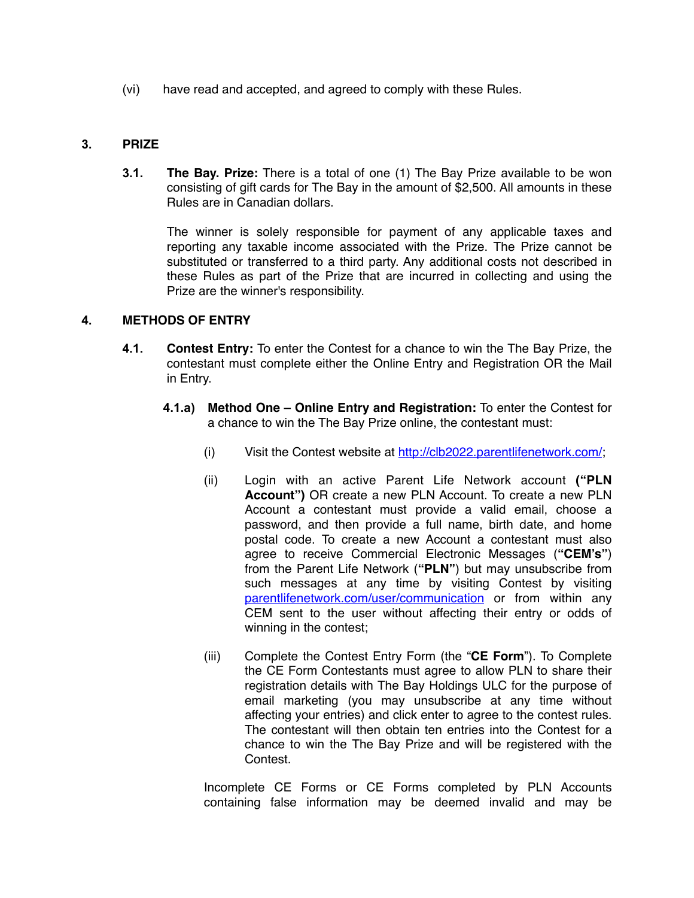(vi) have read and accepted, and agreed to comply with these Rules.

## 3. PRIZE

**3.1. The Bay. Prize:** There is a total of one (1) The Bay Prize available to be won consisting of gift cards for The Bay in the amount of $2,500. All amounts in these Rules are in Canadian dollars.

The winner is solely responsible for payment of any applicable taxes and reporting any taxable income associated with the Prize. The Prize cannot be substituted or transferred to a third party. Any additional costs not described in these Rules as part of the Prize that are incurred in collecting and using the Prize are the winner's responsibility.

## 4. METHODS OF ENTRY

**4.1. Contest Entry:** To enter the Contest for a chance to win the The Bay Prize, the contestant must complete either the Online Entry and Registration OR the Mail in Entry.

**4.1.a) Method One – Online Entry and Registration:** To enter the Contest for a chance to win the The Bay Prize online, the contestant must:

(i) Visit the Contest website at http://clb2022.parentlifenetwork.com/;

(ii) Login with an active Parent Life Network account **("PLN Account")** OR create a new PLN Account. To create a new PLN Account a contestant must provide a valid email, choose a password, and then provide a full name, birth date, and home postal code. To create a new Account a contestant must also agree to receive Commercial Electronic Messages (**"CEM's"**) from the Parent Life Network (**"PLN"**) but may unsubscribe from such messages at any time by visiting Contest by visiting parentlifenetwork.com/user/communication or from within any CEM sent to the user without affecting their entry or odds of winning in the contest;

(iii) Complete the Contest Entry Form (the "**CE Form**"). To Complete the CE Form Contestants must agree to allow PLN to share their registration details with The Bay Holdings ULC for the purpose of email marketing (you may unsubscribe at any time without affecting your entries) and click enter to agree to the contest rules. The contestant will then obtain ten entries into the Contest for a chance to win the The Bay Prize and will be registered with the Contest.

Incomplete CE Forms or CE Forms completed by PLN Accounts containing false information may be deemed invalid and may be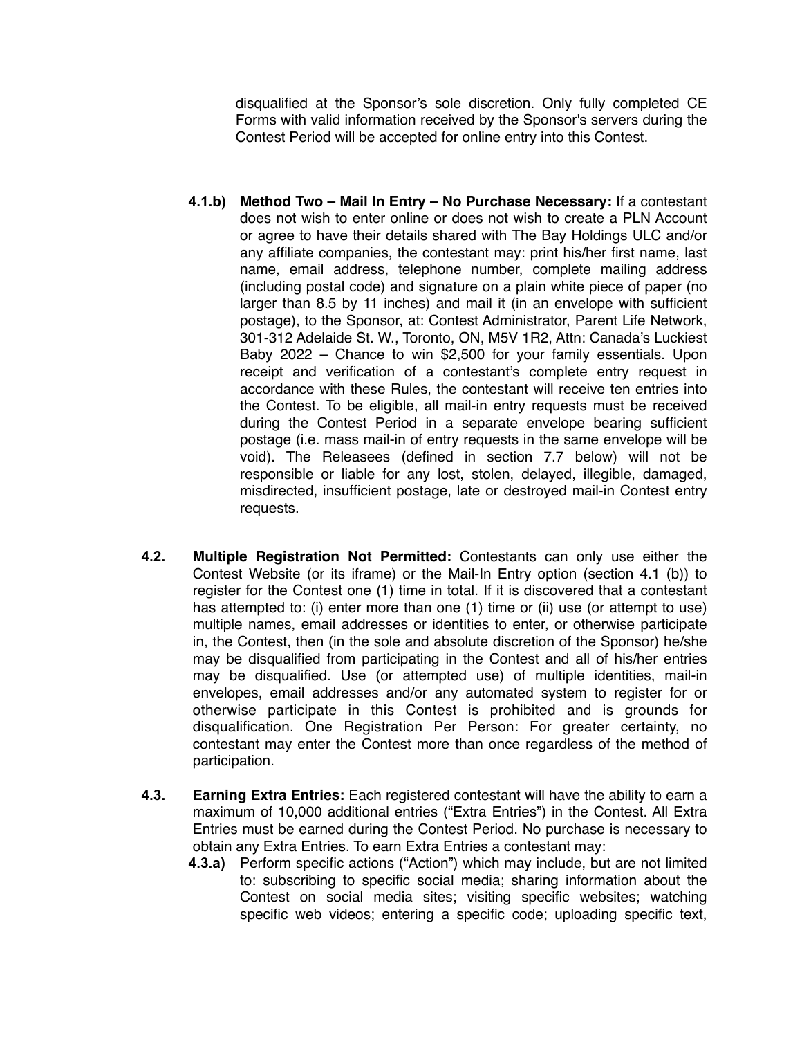disqualified at the Sponsor's sole discretion. Only fully completed CE Forms with valid information received by the Sponsor's servers during the Contest Period will be accepted for online entry into this Contest.

**4.1.b) Method Two – Mail In Entry – No Purchase Necessary:** If a contestant does not wish to enter online or does not wish to create a PLN Account or agree to have their details shared with The Bay Holdings ULC and/or any affiliate companies, the contestant may: print his/her first name, last name, email address, telephone number, complete mailing address (including postal code) and signature on a plain white piece of paper (no larger than 8.5 by 11 inches) and mail it (in an envelope with sufficient postage), to the Sponsor, at: Contest Administrator, Parent Life Network, 301-312 Adelaide St. W., Toronto, ON, M5V 1R2, Attn: Canada's Luckiest Baby 2022 – Chance to win $2,500 for your family essentials. Upon receipt and verification of a contestant's complete entry request in accordance with these Rules, the contestant will receive ten entries into the Contest. To be eligible, all mail-in entry requests must be received during the Contest Period in a separate envelope bearing sufficient postage (i.e. mass mail-in of entry requests in the same envelope will be void). The Releasees (defined in section 7.7 below) will not be responsible or liable for any lost, stolen, delayed, illegible, damaged, misdirected, insufficient postage, late or destroyed mail-in Contest entry requests.

**4.2. Multiple Registration Not Permitted:** Contestants can only use either the Contest Website (or its iframe) or the Mail-In Entry option (section 4.1 (b)) to register for the Contest one (1) time in total. If it is discovered that a contestant has attempted to: (i) enter more than one (1) time or (ii) use (or attempt to use) multiple names, email addresses or identities to enter, or otherwise participate in, the Contest, then (in the sole and absolute discretion of the Sponsor) he/she may be disqualified from participating in the Contest and all of his/her entries may be disqualified. Use (or attempted use) of multiple identities, mail-in envelopes, email addresses and/or any automated system to register for or otherwise participate in this Contest is prohibited and is grounds for disqualification. One Registration Per Person: For greater certainty, no contestant may enter the Contest more than once regardless of the method of participation.

**4.3. Earning Extra Entries:** Each registered contestant will have the ability to earn a maximum of 10,000 additional entries ("Extra Entries") in the Contest. All Extra Entries must be earned during the Contest Period. No purchase is necessary to obtain any Extra Entries. To earn Extra Entries a contestant may:

**4.3.a)** Perform specific actions ("Action") which may include, but are not limited to: subscribing to specific social media; sharing information about the Contest on social media sites; visiting specific websites; watching specific web videos; entering a specific code; uploading specific text,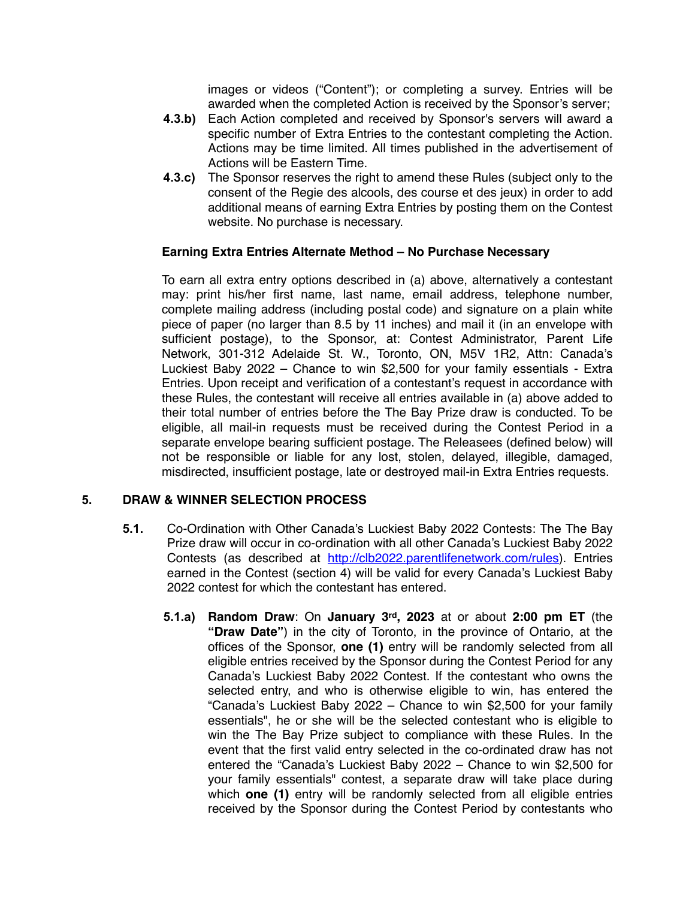images or videos ("Content"); or completing a survey. Entries will be awarded when the completed Action is received by the Sponsor's server;

**4.3.b)** Each Action completed and received by Sponsor's servers will award a specific number of Extra Entries to the contestant completing the Action. Actions may be time limited. All times published in the advertisement of Actions will be Eastern Time.

**4.3.c)** The Sponsor reserves the right to amend these Rules (subject only to the consent of the Regie des alcools, des course et des jeux) in order to add additional means of earning Extra Entries by posting them on the Contest website. No purchase is necessary.

**Earning Extra Entries Alternate Method – No Purchase Necessary**

To earn all extra entry options described in (a) above, alternatively a contestant may: print his/her first name, last name, email address, telephone number, complete mailing address (including postal code) and signature on a plain white piece of paper (no larger than 8.5 by 11 inches) and mail it (in an envelope with sufficient postage), to the Sponsor, at: Contest Administrator, Parent Life Network, 301-312 Adelaide St. W., Toronto, ON, M5V 1R2, Attn: Canada's Luckiest Baby 2022 – Chance to win $2,500 for your family essentials - Extra Entries. Upon receipt and verification of a contestant's request in accordance with these Rules, the contestant will receive all entries available in (a) above added to their total number of entries before the The Bay Prize draw is conducted. To be eligible, all mail-in requests must be received during the Contest Period in a separate envelope bearing sufficient postage. The Releasees (defined below) will not be responsible or liable for any lost, stolen, delayed, illegible, damaged, misdirected, insufficient postage, late or destroyed mail-in Extra Entries requests.

## 5. DRAW & WINNER SELECTION PROCESS

**5.1.** Co-Ordination with Other Canada's Luckiest Baby 2022 Contests: The The Bay Prize draw will occur in co-ordination with all other Canada's Luckiest Baby 2022 Contests (as described at http://clb2022.parentlifenetwork.com/rules). Entries earned in the Contest (section 4) will be valid for every Canada's Luckiest Baby 2022 contest for which the contestant has entered.

**5.1.a)** **Random Draw**: On **January 3rd, 2023** at or about **2:00 pm ET** (the **"Draw Date"**) in the city of Toronto, in the province of Ontario, at the offices of the Sponsor, **one (1)** entry will be randomly selected from all eligible entries received by the Sponsor during the Contest Period for any Canada's Luckiest Baby 2022 Contest. If the contestant who owns the selected entry, and who is otherwise eligible to win, has entered the "Canada's Luckiest Baby 2022 – Chance to win $2,500 for your family essentials", he or she will be the selected contestant who is eligible to win the The Bay Prize subject to compliance with these Rules. In the event that the first valid entry selected in the co-ordinated draw has not entered the "Canada's Luckiest Baby 2022 – Chance to win $2,500 for your family essentials" contest, a separate draw will take place during which **one (1)** entry will be randomly selected from all eligible entries received by the Sponsor during the Contest Period by contestants who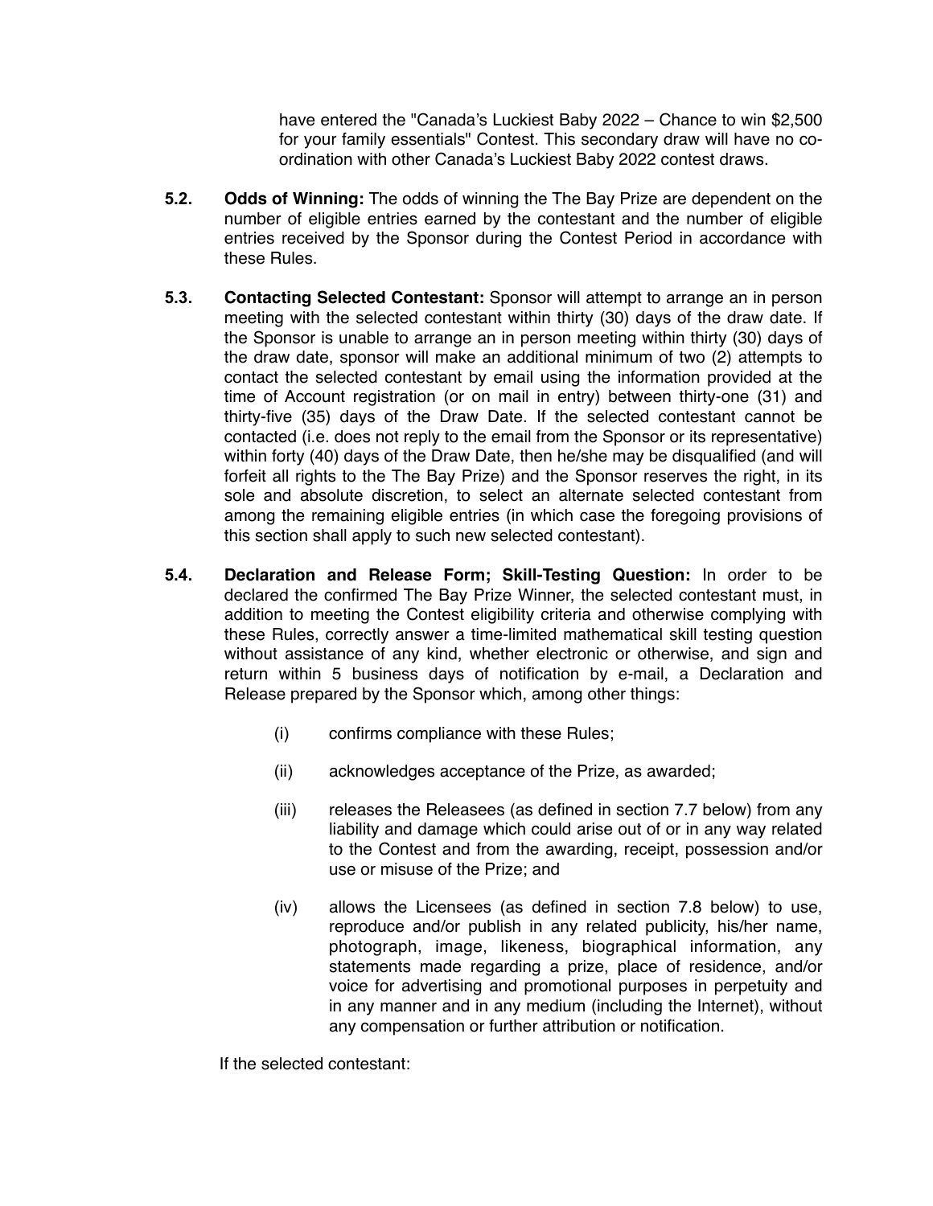have entered the "Canada's Luckiest Baby 2022 – Chance to win $2,500 for your family essentials" Contest. This secondary draw will have no co-ordination with other Canada's Luckiest Baby 2022 contest draws.

**5.2. Odds of Winning:** The odds of winning the The Bay Prize are dependent on the number of eligible entries earned by the contestant and the number of eligible entries received by the Sponsor during the Contest Period in accordance with these Rules.

**5.3. Contacting Selected Contestant:** Sponsor will attempt to arrange an in person meeting with the selected contestant within thirty (30) days of the draw date. If the Sponsor is unable to arrange an in person meeting within thirty (30) days of the draw date, sponsor will make an additional minimum of two (2) attempts to contact the selected contestant by email using the information provided at the time of Account registration (or on mail in entry) between thirty-one (31) and thirty-five (35) days of the Draw Date. If the selected contestant cannot be contacted (i.e. does not reply to the email from the Sponsor or its representative) within forty (40) days of the Draw Date, then he/she may be disqualified (and will forfeit all rights to the The Bay Prize) and the Sponsor reserves the right, in its sole and absolute discretion, to select an alternate selected contestant from among the remaining eligible entries (in which case the foregoing provisions of this section shall apply to such new selected contestant).

**5.4. Declaration and Release Form; Skill-Testing Question:** In order to be declared the confirmed The Bay Prize Winner, the selected contestant must, in addition to meeting the Contest eligibility criteria and otherwise complying with these Rules, correctly answer a time-limited mathematical skill testing question without assistance of any kind, whether electronic or otherwise, and sign and return within 5 business days of notification by e-mail, a Declaration and Release prepared by the Sponsor which, among other things:

(i) confirms compliance with these Rules;

(ii) acknowledges acceptance of the Prize, as awarded;

(iii) releases the Releasees (as defined in section 7.7 below) from any liability and damage which could arise out of or in any way related to the Contest and from the awarding, receipt, possession and/or use or misuse of the Prize; and

(iv) allows the Licensees (as defined in section 7.8 below) to use, reproduce and/or publish in any related publicity, his/her name, photograph, image, likeness, biographical information, any statements made regarding a prize, place of residence, and/or voice for advertising and promotional purposes in perpetuity and in any manner and in any medium (including the Internet), without any compensation or further attribution or notification.

If the selected contestant: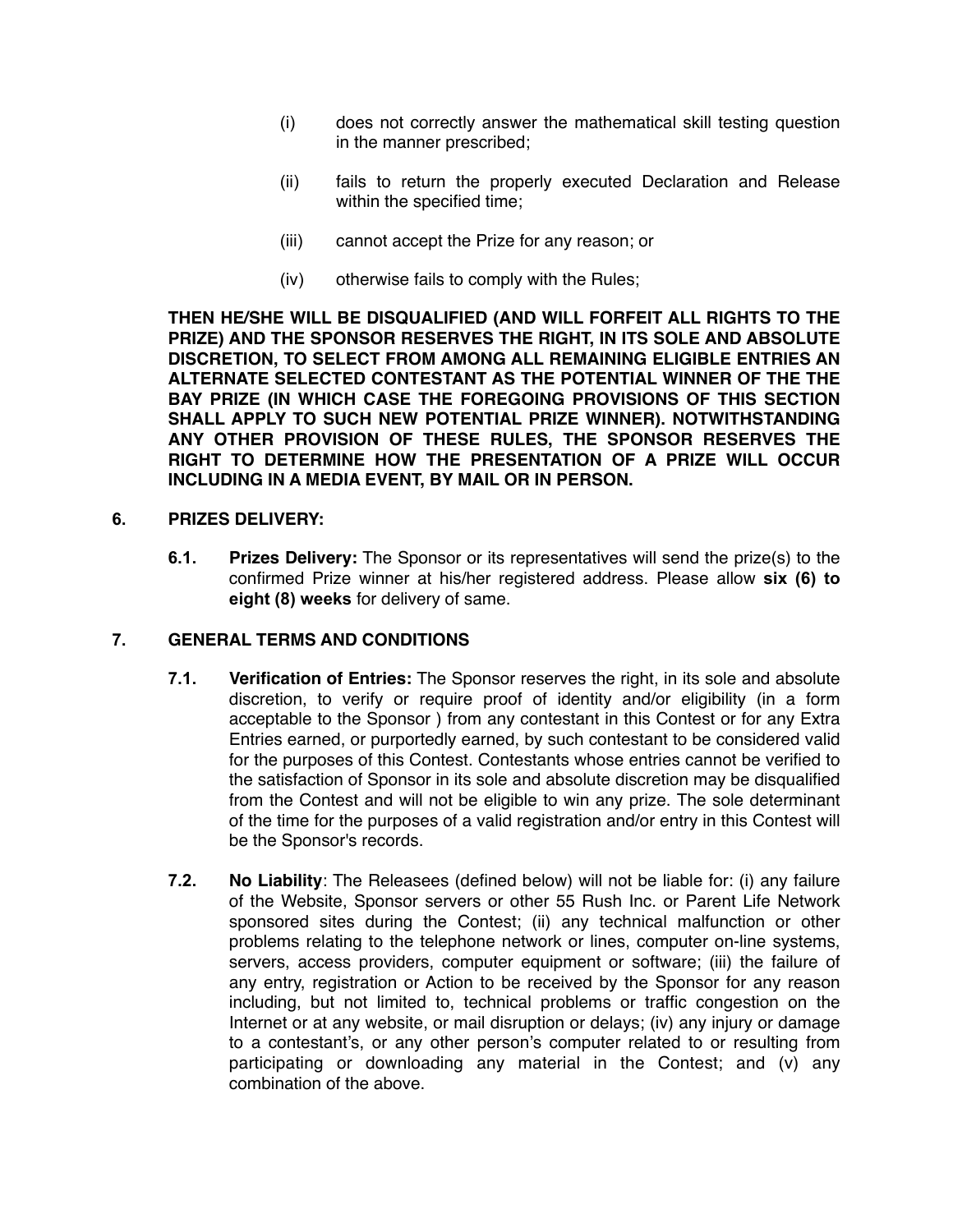(i) does not correctly answer the mathematical skill testing question in the manner prescribed;

(ii) fails to return the properly executed Declaration and Release within the specified time;

(iii) cannot accept the Prize for any reason; or

(iv) otherwise fails to comply with the Rules;

**THEN HE/SHE WILL BE DISQUALIFIED (AND WILL FORFEIT ALL RIGHTS TO THE PRIZE) AND THE SPONSOR RESERVES THE RIGHT, IN ITS SOLE AND ABSOLUTE DISCRETION, TO SELECT FROM AMONG ALL REMAINING ELIGIBLE ENTRIES AN ALTERNATE SELECTED CONTESTANT AS THE POTENTIAL WINNER OF THE THE BAY PRIZE (IN WHICH CASE THE FOREGOING PROVISIONS OF THIS SECTION SHALL APPLY TO SUCH NEW POTENTIAL PRIZE WINNER). NOTWITHSTANDING ANY OTHER PROVISION OF THESE RULES, THE SPONSOR RESERVES THE RIGHT TO DETERMINE HOW THE PRESENTATION OF A PRIZE WILL OCCUR INCLUDING IN A MEDIA EVENT, BY MAIL OR IN PERSON.**

## 6. PRIZES DELIVERY:

**6.1. Prizes Delivery:** The Sponsor or its representatives will send the prize(s) to the confirmed Prize winner at his/her registered address. Please allow **six (6) to eight (8) weeks** for delivery of same.

## 7. GENERAL TERMS AND CONDITIONS

**7.1. Verification of Entries:** The Sponsor reserves the right, in its sole and absolute discretion, to verify or require proof of identity and/or eligibility (in a form acceptable to the Sponsor ) from any contestant in this Contest or for any Extra Entries earned, or purportedly earned, by such contestant to be considered valid for the purposes of this Contest. Contestants whose entries cannot be verified to the satisfaction of Sponsor in its sole and absolute discretion may be disqualified from the Contest and will not be eligible to win any prize. The sole determinant of the time for the purposes of a valid registration and/or entry in this Contest will be the Sponsor's records.

**7.2. No Liability**: The Releasees (defined below) will not be liable for: (i) any failure of the Website, Sponsor servers or other 55 Rush Inc. or Parent Life Network sponsored sites during the Contest; (ii) any technical malfunction or other problems relating to the telephone network or lines, computer on-line systems, servers, access providers, computer equipment or software; (iii) the failure of any entry, registration or Action to be received by the Sponsor for any reason including, but not limited to, technical problems or traffic congestion on the Internet or at any website, or mail disruption or delays; (iv) any injury or damage to a contestant's, or any other person's computer related to or resulting from participating or downloading any material in the Contest; and (v) any combination of the above.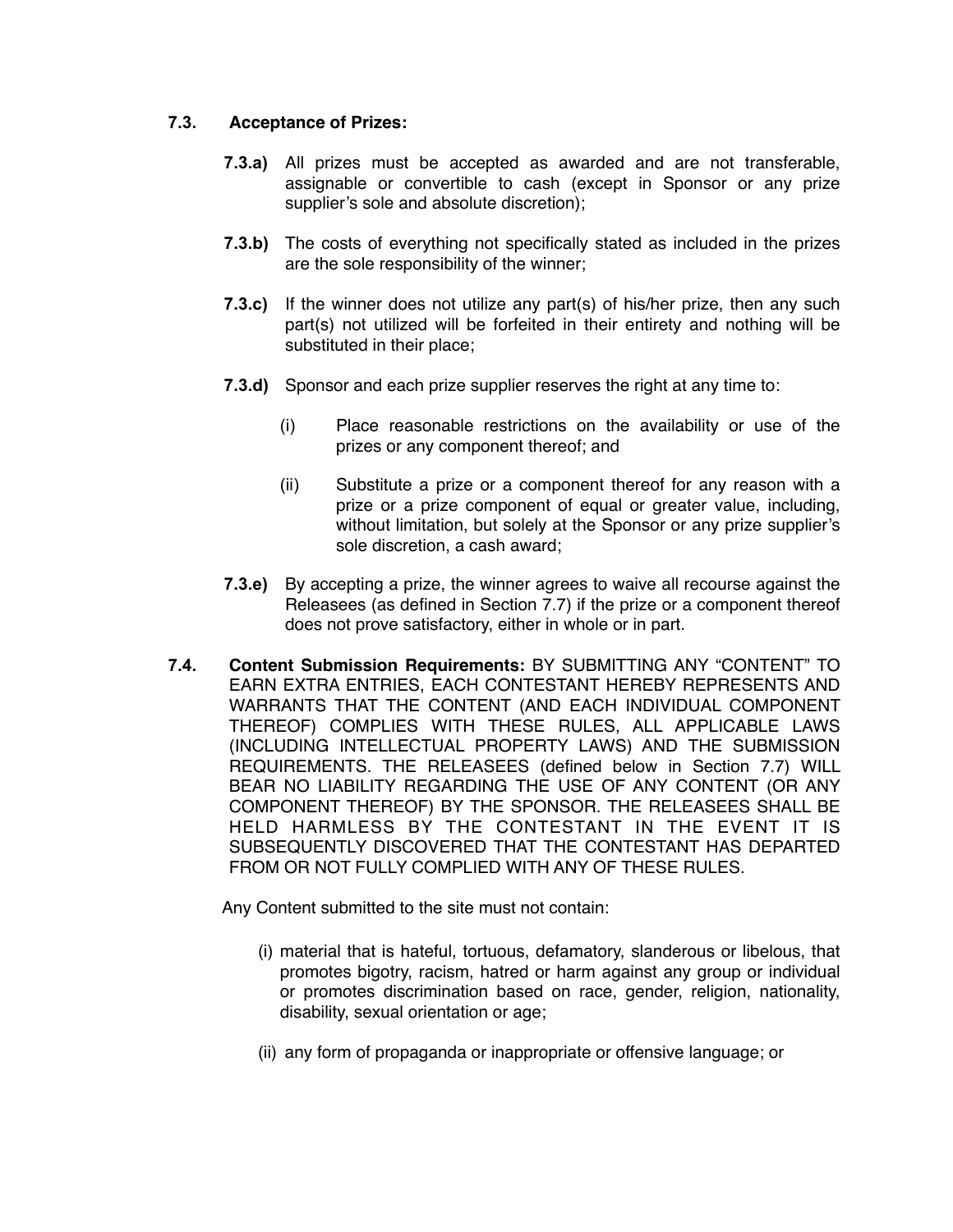**7.3. Acceptance of Prizes:**

**7.3.a)** All prizes must be accepted as awarded and are not transferable, assignable or convertible to cash (except in Sponsor or any prize supplier's sole and absolute discretion);

**7.3.b)** The costs of everything not specifically stated as included in the prizes are the sole responsibility of the winner;

**7.3.c)** If the winner does not utilize any part(s) of his/her prize, then any such part(s) not utilized will be forfeited in their entirety and nothing will be substituted in their place;

**7.3.d)** Sponsor and each prize supplier reserves the right at any time to:

(i) Place reasonable restrictions on the availability or use of the prizes or any component thereof; and

(ii) Substitute a prize or a component thereof for any reason with a prize or a prize component of equal or greater value, including, without limitation, but solely at the Sponsor or any prize supplier's sole discretion, a cash award;

**7.3.e)** By accepting a prize, the winner agrees to waive all recourse against the Releasees (as defined in Section 7.7) if the prize or a component thereof does not prove satisfactory, either in whole or in part.

**7.4. Content Submission Requirements:** BY SUBMITTING ANY "CONTENT" TO EARN EXTRA ENTRIES, EACH CONTESTANT HEREBY REPRESENTS AND WARRANTS THAT THE CONTENT (AND EACH INDIVIDUAL COMPONENT THEREOF) COMPLIES WITH THESE RULES, ALL APPLICABLE LAWS (INCLUDING INTELLECTUAL PROPERTY LAWS) AND THE SUBMISSION REQUIREMENTS. THE RELEASEES (defined below in Section 7.7) WILL BEAR NO LIABILITY REGARDING THE USE OF ANY CONTENT (OR ANY COMPONENT THEREOF) BY THE SPONSOR. THE RELEASEES SHALL BE HELD HARMLESS BY THE CONTESTANT IN THE EVENT IT IS SUBSEQUENTLY DISCOVERED THAT THE CONTESTANT HAS DEPARTED FROM OR NOT FULLY COMPLIED WITH ANY OF THESE RULES.

Any Content submitted to the site must not contain:

(i) material that is hateful, tortuous, defamatory, slanderous or libelous, that promotes bigotry, racism, hatred or harm against any group or individual or promotes discrimination based on race, gender, religion, nationality, disability, sexual orientation or age;

(ii) any form of propaganda or inappropriate or offensive language; or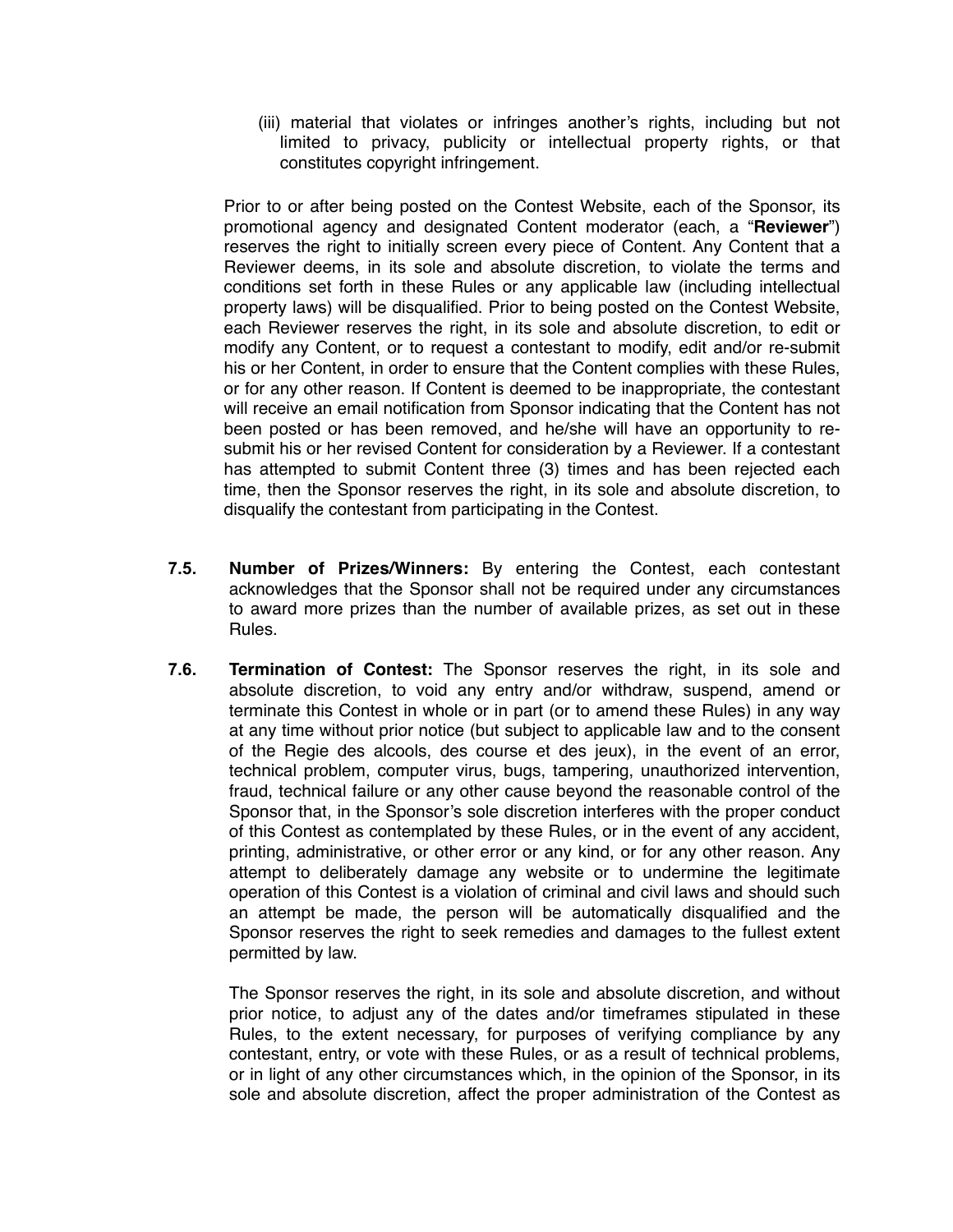(iii) material that violates or infringes another's rights, including but not limited to privacy, publicity or intellectual property rights, or that constitutes copyright infringement.

Prior to or after being posted on the Contest Website, each of the Sponsor, its promotional agency and designated Content moderator (each, a "**Reviewer**") reserves the right to initially screen every piece of Content. Any Content that a Reviewer deems, in its sole and absolute discretion, to violate the terms and conditions set forth in these Rules or any applicable law (including intellectual property laws) will be disqualified. Prior to being posted on the Contest Website, each Reviewer reserves the right, in its sole and absolute discretion, to edit or modify any Content, or to request a contestant to modify, edit and/or re-submit his or her Content, in order to ensure that the Content complies with these Rules, or for any other reason. If Content is deemed to be inappropriate, the contestant will receive an email notification from Sponsor indicating that the Content has not been posted or has been removed, and he/she will have an opportunity to re-submit his or her revised Content for consideration by a Reviewer. If a contestant has attempted to submit Content three (3) times and has been rejected each time, then the Sponsor reserves the right, in its sole and absolute discretion, to disqualify the contestant from participating in the Contest.

**7.5. Number of Prizes/Winners:** By entering the Contest, each contestant acknowledges that the Sponsor shall not be required under any circumstances to award more prizes than the number of available prizes, as set out in these Rules.

**7.6. Termination of Contest:** The Sponsor reserves the right, in its sole and absolute discretion, to void any entry and/or withdraw, suspend, amend or terminate this Contest in whole or in part (or to amend these Rules) in any way at any time without prior notice (but subject to applicable law and to the consent of the Regie des alcools, des course et des jeux), in the event of an error, technical problem, computer virus, bugs, tampering, unauthorized intervention, fraud, technical failure or any other cause beyond the reasonable control of the Sponsor that, in the Sponsor's sole discretion interferes with the proper conduct of this Contest as contemplated by these Rules, or in the event of any accident, printing, administrative, or other error or any kind, or for any other reason. Any attempt to deliberately damage any website or to undermine the legitimate operation of this Contest is a violation of criminal and civil laws and should such an attempt be made, the person will be automatically disqualified and the Sponsor reserves the right to seek remedies and damages to the fullest extent permitted by law.

The Sponsor reserves the right, in its sole and absolute discretion, and without prior notice, to adjust any of the dates and/or timeframes stipulated in these Rules, to the extent necessary, for purposes of verifying compliance by any contestant, entry, or vote with these Rules, or as a result of technical problems, or in light of any other circumstances which, in the opinion of the Sponsor, in its sole and absolute discretion, affect the proper administration of the Contest as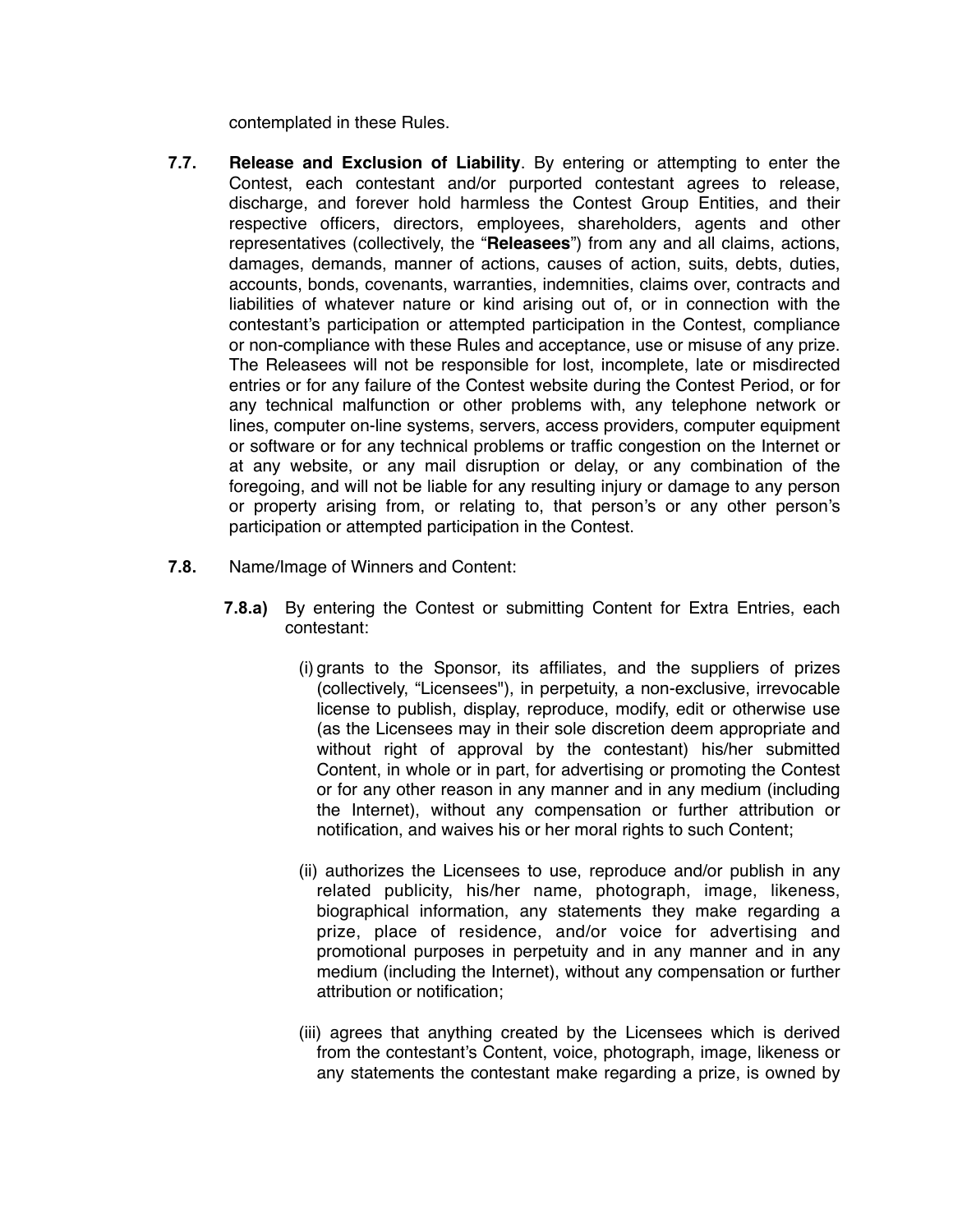contemplated in these Rules.

**7.7. Release and Exclusion of Liability**. By entering or attempting to enter the Contest, each contestant and/or purported contestant agrees to release, discharge, and forever hold harmless the Contest Group Entities, and their respective officers, directors, employees, shareholders, agents and other representatives (collectively, the "**Releasees**") from any and all claims, actions, damages, demands, manner of actions, causes of action, suits, debts, duties, accounts, bonds, covenants, warranties, indemnities, claims over, contracts and liabilities of whatever nature or kind arising out of, or in connection with the contestant's participation or attempted participation in the Contest, compliance or non-compliance with these Rules and acceptance, use or misuse of any prize. The Releasees will not be responsible for lost, incomplete, late or misdirected entries or for any failure of the Contest website during the Contest Period, or for any technical malfunction or other problems with, any telephone network or lines, computer on-line systems, servers, access providers, computer equipment or software or for any technical problems or traffic congestion on the Internet or at any website, or any mail disruption or delay, or any combination of the foregoing, and will not be liable for any resulting injury or damage to any person or property arising from, or relating to, that person's or any other person's participation or attempted participation in the Contest.

**7.8.** Name/Image of Winners and Content:

**7.8.a)** By entering the Contest or submitting Content for Extra Entries, each contestant:

(i) grants to the Sponsor, its affiliates, and the suppliers of prizes (collectively, "Licensees"), in perpetuity, a non-exclusive, irrevocable license to publish, display, reproduce, modify, edit or otherwise use (as the Licensees may in their sole discretion deem appropriate and without right of approval by the contestant) his/her submitted Content, in whole or in part, for advertising or promoting the Contest or for any other reason in any manner and in any medium (including the Internet), without any compensation or further attribution or notification, and waives his or her moral rights to such Content;

(ii) authorizes the Licensees to use, reproduce and/or publish in any related publicity, his/her name, photograph, image, likeness, biographical information, any statements they make regarding a prize, place of residence, and/or voice for advertising and promotional purposes in perpetuity and in any manner and in any medium (including the Internet), without any compensation or further attribution or notification;

(iii) agrees that anything created by the Licensees which is derived from the contestant's Content, voice, photograph, image, likeness or any statements the contestant make regarding a prize, is owned by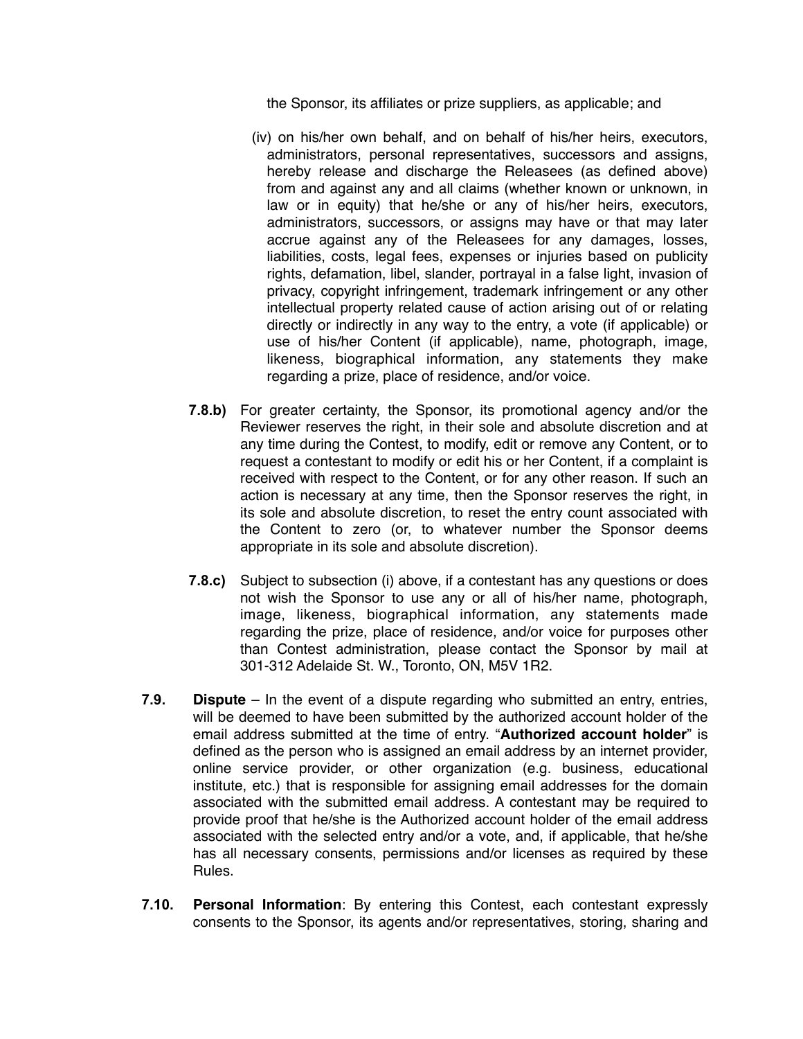the Sponsor, its affiliates or prize suppliers, as applicable; and

(iv) on his/her own behalf, and on behalf of his/her heirs, executors, administrators, personal representatives, successors and assigns, hereby release and discharge the Releasees (as defined above) from and against any and all claims (whether known or unknown, in law or in equity) that he/she or any of his/her heirs, executors, administrators, successors, or assigns may have or that may later accrue against any of the Releasees for any damages, losses, liabilities, costs, legal fees, expenses or injuries based on publicity rights, defamation, libel, slander, portrayal in a false light, invasion of privacy, copyright infringement, trademark infringement or any other intellectual property related cause of action arising out of or relating directly or indirectly in any way to the entry, a vote (if applicable) or use of his/her Content (if applicable), name, photograph, image, likeness, biographical information, any statements they make regarding a prize, place of residence, and/or voice.

**7.8.b)** For greater certainty, the Sponsor, its promotional agency and/or the Reviewer reserves the right, in their sole and absolute discretion and at any time during the Contest, to modify, edit or remove any Content, or to request a contestant to modify or edit his or her Content, if a complaint is received with respect to the Content, or for any other reason. If such an action is necessary at any time, then the Sponsor reserves the right, in its sole and absolute discretion, to reset the entry count associated with the Content to zero (or, to whatever number the Sponsor deems appropriate in its sole and absolute discretion).

**7.8.c)** Subject to subsection (i) above, if a contestant has any questions or does not wish the Sponsor to use any or all of his/her name, photograph, image, likeness, biographical information, any statements made regarding the prize, place of residence, and/or voice for purposes other than Contest administration, please contact the Sponsor by mail at 301-312 Adelaide St. W., Toronto, ON, M5V 1R2.

**7.9. Dispute** – In the event of a dispute regarding who submitted an entry, entries, will be deemed to have been submitted by the authorized account holder of the email address submitted at the time of entry. "**Authorized account holder**" is defined as the person who is assigned an email address by an internet provider, online service provider, or other organization (e.g. business, educational institute, etc.) that is responsible for assigning email addresses for the domain associated with the submitted email address. A contestant may be required to provide proof that he/she is the Authorized account holder of the email address associated with the selected entry and/or a vote, and, if applicable, that he/she has all necessary consents, permissions and/or licenses as required by these Rules.

**7.10. Personal Information**: By entering this Contest, each contestant expressly consents to the Sponsor, its agents and/or representatives, storing, sharing and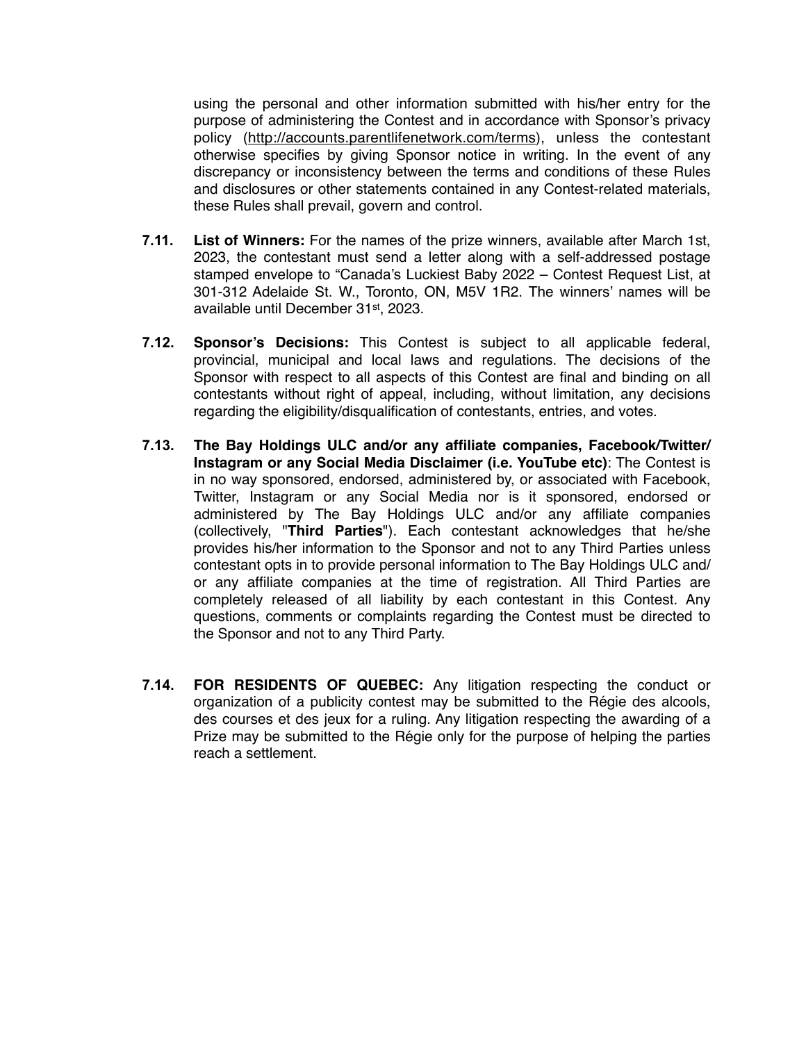using the personal and other information submitted with his/her entry for the purpose of administering the Contest and in accordance with Sponsor's privacy policy (http://accounts.parentlifenetwork.com/terms), unless the contestant otherwise specifies by giving Sponsor notice in writing. In the event of any discrepancy or inconsistency between the terms and conditions of these Rules and disclosures or other statements contained in any Contest-related materials, these Rules shall prevail, govern and control.

**7.11. List of Winners:** For the names of the prize winners, available after March 1st, 2023, the contestant must send a letter along with a self-addressed postage stamped envelope to "Canada's Luckiest Baby 2022 – Contest Request List, at 301-312 Adelaide St. W., Toronto, ON, M5V 1R2. The winners' names will be available until December 31st, 2023.

**7.12. Sponsor's Decisions:** This Contest is subject to all applicable federal, provincial, municipal and local laws and regulations. The decisions of the Sponsor with respect to all aspects of this Contest are final and binding on all contestants without right of appeal, including, without limitation, any decisions regarding the eligibility/disqualification of contestants, entries, and votes.

**7.13. The Bay Holdings ULC and/or any affiliate companies, Facebook/Twitter/ Instagram or any Social Media Disclaimer (i.e. YouTube etc)**: The Contest is in no way sponsored, endorsed, administered by, or associated with Facebook, Twitter, Instagram or any Social Media nor is it sponsored, endorsed or administered by The Bay Holdings ULC and/or any affiliate companies (collectively, "**Third Parties**"). Each contestant acknowledges that he/she provides his/her information to the Sponsor and not to any Third Parties unless contestant opts in to provide personal information to The Bay Holdings ULC and/ or any affiliate companies at the time of registration. All Third Parties are completely released of all liability by each contestant in this Contest. Any questions, comments or complaints regarding the Contest must be directed to the Sponsor and not to any Third Party.

**7.14. FOR RESIDENTS OF QUEBEC:** Any litigation respecting the conduct or organization of a publicity contest may be submitted to the Régie des alcools, des courses et des jeux for a ruling. Any litigation respecting the awarding of a Prize may be submitted to the Régie only for the purpose of helping the parties reach a settlement.